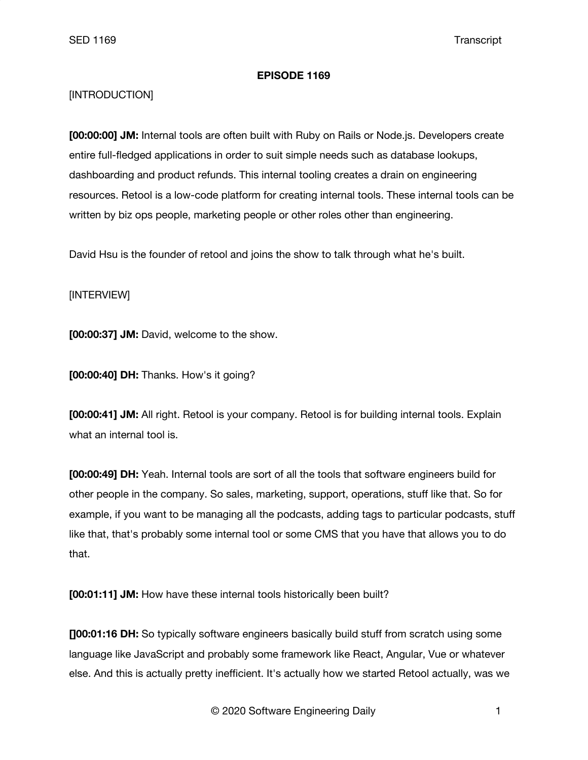# EPISODE 1169

[INTRODUCTION]

**[00:00:00] JM:** Internal tools are often built with Ruby on Rails or Node.js. Developers create entire full-fledged applications in order to suit simple needs such as database lookups, dashboarding and product refunds. This internal tooling creates a drain on engineering resources. Retool is a low-code platform for creating internal tools. These internal tools can be written by biz ops people, marketing people or other roles other than engineering.

David Hsu is the founder of retool and joins the show to talk through what he's built.

[INTERVIEW]

**[00:00:37] JM:** David, welcome to the show.

**[00:00:40] DH:** Thanks. How's it going?

**[00:00:41] JM:** All right. Retool is your company. Retool is for building internal tools. Explain what an internal tool is.

**[00:00:49] DH:** Yeah. Internal tools are sort of all the tools that software engineers build for other people in the company. So sales, marketing, support, operations, stuff like that. So for example, if you want to be managing all the podcasts, adding tags to particular podcasts, stuff like that, that's probably some internal tool or some CMS that you have that allows you to do that.

**[00:01:11] JM:** How have these internal tools historically been built?

**[]00:01:16 DH:** So typically software engineers basically build stuff from scratch using some language like JavaScript and probably some framework like React, Angular, Vue or whatever else. And this is actually pretty inefficient. It's actually how we started Retool actually, was we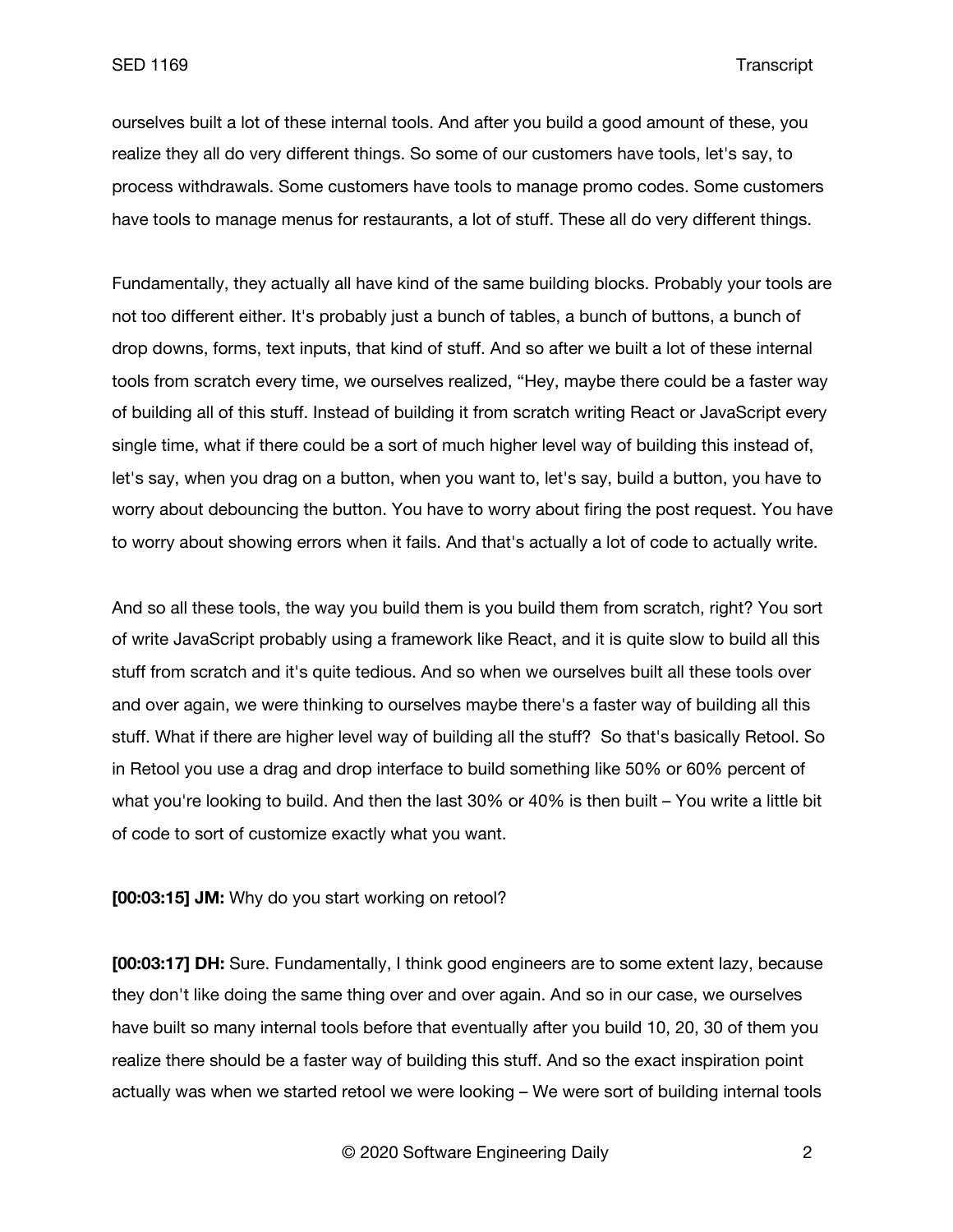ourselves built a lot of these internal tools. And after you build a good amount of these, you realize they all do very different things. So some of our customers have tools, let's say, to process withdrawals. Some customers have tools to manage promo codes. Some customers have tools to manage menus for restaurants, a lot of stuff. These all do very different things.

Fundamentally, they actually all have kind of the same building blocks. Probably your tools are not too different either. It's probably just a bunch of tables, a bunch of buttons, a bunch of drop downs, forms, text inputs, that kind of stuff. And so after we built a lot of these internal tools from scratch every time, we ourselves realized, "Hey, maybe there could be a faster way of building all of this stuff. Instead of building it from scratch writing React or JavaScript every single time, what if there could be a sort of much higher level way of building this instead of, let's say, when you drag on a button, when you want to, let's say, build a button, you have to worry about debouncing the button. You have to worry about firing the post request. You have to worry about showing errors when it fails. And that's actually a lot of code to actually write.

And so all these tools, the way you build them is you build them from scratch, right? You sort of write JavaScript probably using a framework like React, and it is quite slow to build all this stuff from scratch and it's quite tedious. And so when we ourselves built all these tools over and over again, we were thinking to ourselves maybe there's a faster way of building all this stuff. What if there are higher level way of building all the stuff? So that's basically Retool. So in Retool you use a drag and drop interface to build something like 50% or 60% percent of what you're looking to build. And then the last 30% or 40% is then built – You write a little bit of code to sort of customize exactly what you want.

**[00:03:15] JM:** Why do you start working on retool?

**[00:03:17] DH:** Sure. Fundamentally, I think good engineers are to some extent lazy, because they don't like doing the same thing over and over again. And so in our case, we ourselves have built so many internal tools before that eventually after you build 10, 20, 30 of them you realize there should be a faster way of building this stuff. And so the exact inspiration point actually was when we started retool we were looking – We were sort of building internal tools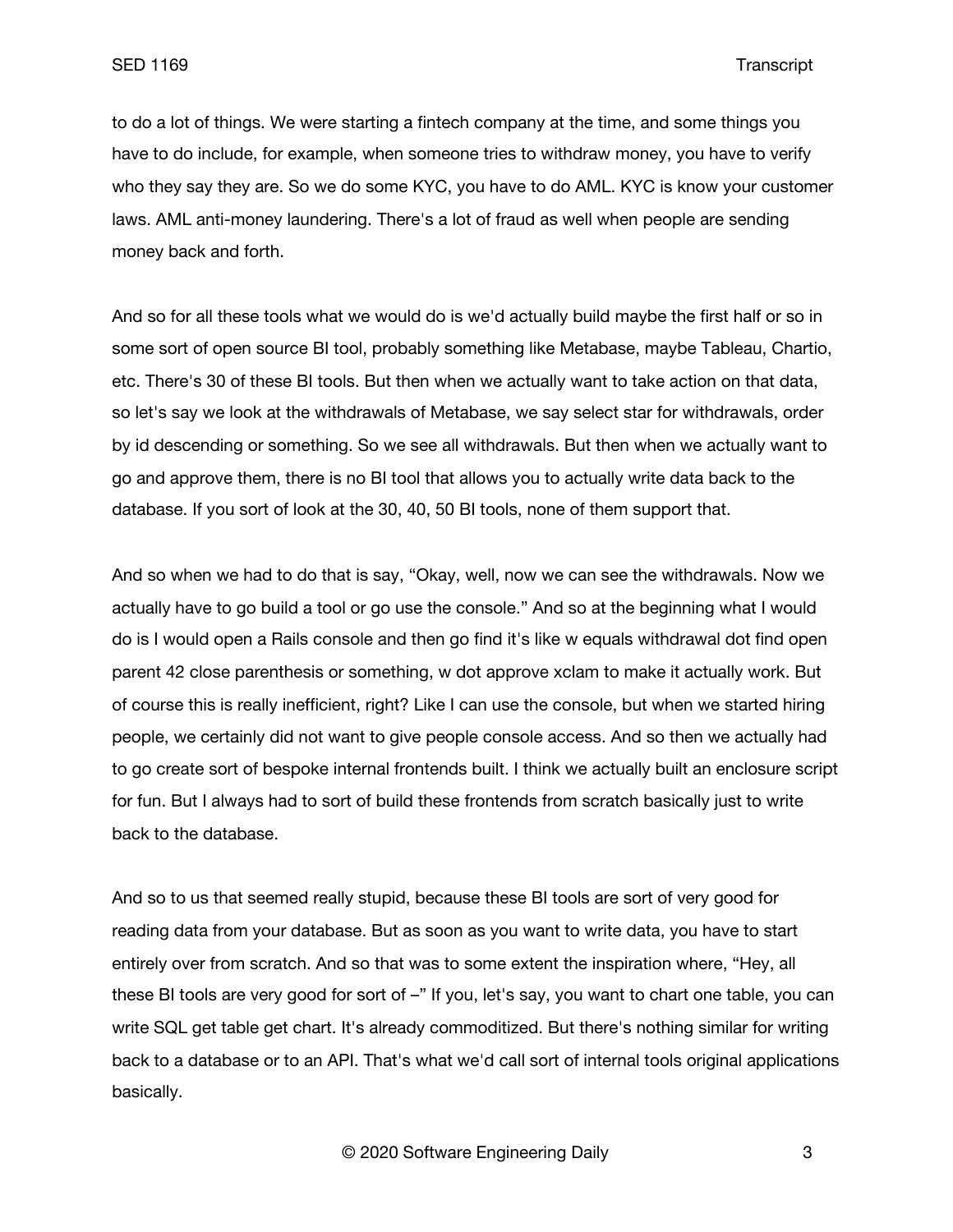to do a lot of things. We were starting a fintech company at the time, and some things you have to do include, for example, when someone tries to withdraw money, you have to verify who they say they are. So we do some KYC, you have to do AML. KYC is know your customer laws. AML anti-money laundering. There's a lot of fraud as well when people are sending money back and forth.

And so for all these tools what we would do is we'd actually build maybe the first half or so in some sort of open source BI tool, probably something like Metabase, maybe Tableau, Chartio, etc. There's 30 of these BI tools. But then when we actually want to take action on that data, so let's say we look at the withdrawals of Metabase, we say select star for withdrawals, order by id descending or something. So we see all withdrawals. But then when we actually want to go and approve them, there is no BI tool that allows you to actually write data back to the database. If you sort of look at the 30, 40, 50 BI tools, none of them support that.

And so when we had to do that is say, "Okay, well, now we can see the withdrawals. Now we actually have to go build a tool or go use the console." And so at the beginning what I would do is I would open a Rails console and then go find it's like w equals withdrawal dot find open parent 42 close parenthesis or something, w dot approve xclam to make it actually work. But of course this is really inefficient, right? Like I can use the console, but when we started hiring people, we certainly did not want to give people console access. And so then we actually had to go create sort of bespoke internal frontends built. I think we actually built an enclosure script for fun. But I always had to sort of build these frontends from scratch basically just to write back to the database.

And so to us that seemed really stupid, because these BI tools are sort of very good for reading data from your database. But as soon as you want to write data, you have to start entirely over from scratch. And so that was to some extent the inspiration where, "Hey, all these BI tools are very good for sort of –" If you, let's say, you want to chart one table, you can write SQL get table get chart. It's already commoditized. But there's nothing similar for writing back to a database or to an API. That's what we'd call sort of internal tools original applications basically.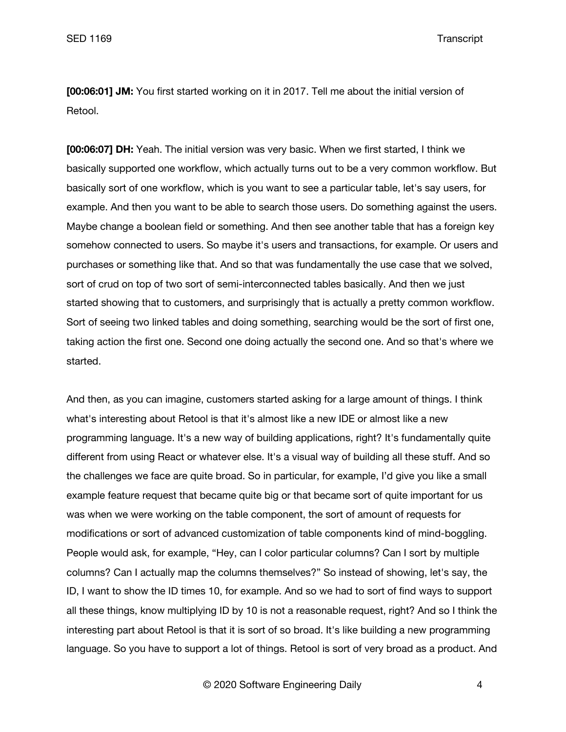**[00:06:01] JM:** You first started working on it in 2017. Tell me about the initial version of Retool.

**[00:06:07] DH:** Yeah. The initial version was very basic. When we first started, I think we basically supported one workflow, which actually turns out to be a very common workflow. But basically sort of one workflow, which is you want to see a particular table, let's say users, for example. And then you want to be able to search those users. Do something against the users. Maybe change a boolean field or something. And then see another table that has a foreign key somehow connected to users. So maybe it's users and transactions, for example. Or users and purchases or something like that. And so that was fundamentally the use case that we solved, sort of crud on top of two sort of semi-interconnected tables basically. And then we just started showing that to customers, and surprisingly that is actually a pretty common workflow. Sort of seeing two linked tables and doing something, searching would be the sort of first one, taking action the first one. Second one doing actually the second one. And so that's where we started.

And then, as you can imagine, customers started asking for a large amount of things. I think what's interesting about Retool is that it's almost like a new IDE or almost like a new programming language. It's a new way of building applications, right? It's fundamentally quite different from using React or whatever else. It's a visual way of building all these stuff. And so the challenges we face are quite broad. So in particular, for example, I'd give you like a small example feature request that became quite big or that became sort of quite important for us was when we were working on the table component, the sort of amount of requests for modifications or sort of advanced customization of table components kind of mind-boggling. People would ask, for example, "Hey, can I color particular columns? Can I sort by multiple columns? Can I actually map the columns themselves?" So instead of showing, let's say, the ID, I want to show the ID times 10, for example. And so we had to sort of find ways to support all these things, know multiplying ID by 10 is not a reasonable request, right? And so I think the interesting part about Retool is that it is sort of so broad. It's like building a new programming language. So you have to support a lot of things. Retool is sort of very broad as a product. And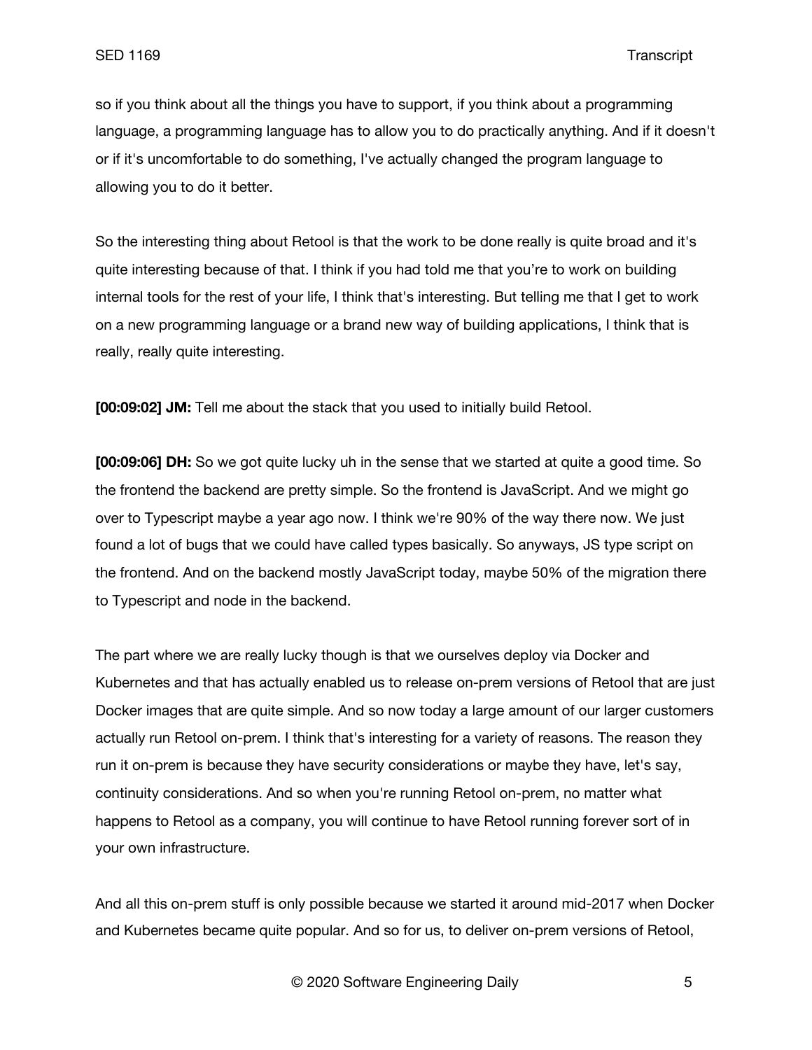so if you think about all the things you have to support, if you think about a programming language, a programming language has to allow you to do practically anything. And if it doesn't or if it's uncomfortable to do something, I've actually changed the program language to allowing you to do it better.

So the interesting thing about Retool is that the work to be done really is quite broad and it's quite interesting because of that. I think if you had told me that you're to work on building internal tools for the rest of your life, I think that's interesting. But telling me that I get to work on a new programming language or a brand new way of building applications, I think that is really, really quite interesting.

**[00:09:02] JM:** Tell me about the stack that you used to initially build Retool.

**[00:09:06] DH:** So we got quite lucky uh in the sense that we started at quite a good time. So the frontend the backend are pretty simple. So the frontend is JavaScript. And we might go over to Typescript maybe a year ago now. I think we're 90% of the way there now. We just found a lot of bugs that we could have called types basically. So anyways, JS type script on the frontend. And on the backend mostly JavaScript today, maybe 50% of the migration there to Typescript and node in the backend.

The part where we are really lucky though is that we ourselves deploy via Docker and Kubernetes and that has actually enabled us to release on-prem versions of Retool that are just Docker images that are quite simple. And so now today a large amount of our larger customers actually run Retool on-prem. I think that's interesting for a variety of reasons. The reason they run it on-prem is because they have security considerations or maybe they have, let's say, continuity considerations. And so when you're running Retool on-prem, no matter what happens to Retool as a company, you will continue to have Retool running forever sort of in your own infrastructure.

And all this on-prem stuff is only possible because we started it around mid-2017 when Docker and Kubernetes became quite popular. And so for us, to deliver on-prem versions of Retool,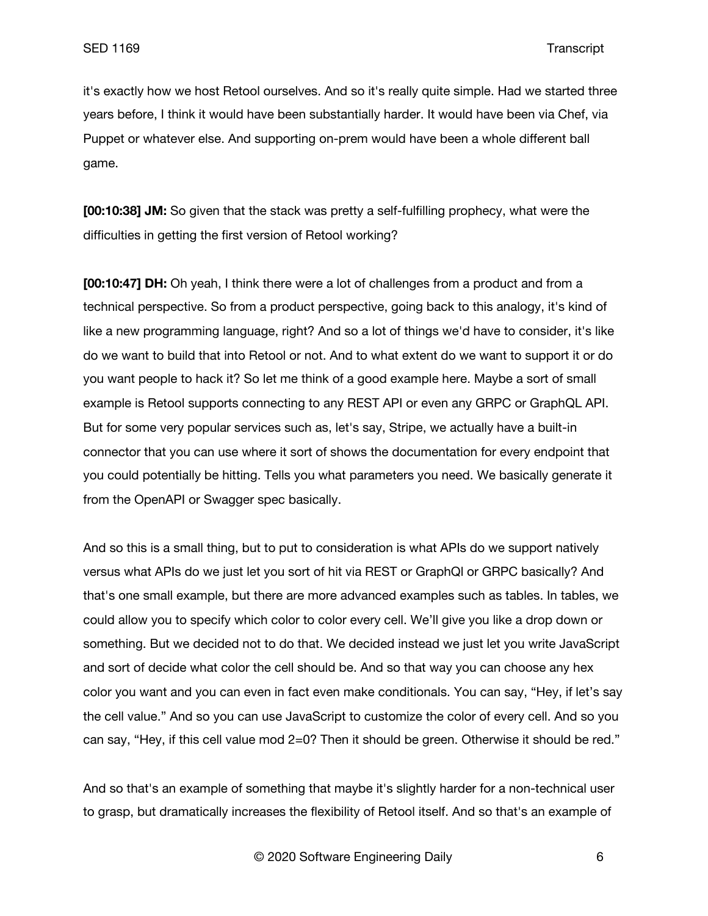it's exactly how we host Retool ourselves. And so it's really quite simple. Had we started three years before, I think it would have been substantially harder. It would have been via Chef, via Puppet or whatever else. And supporting on-prem would have been a whole different ball game.

**[00:10:38] JM:** So given that the stack was pretty a self-fulfilling prophecy, what were the difficulties in getting the first version of Retool working?

**[00:10:47] DH:** Oh yeah, I think there were a lot of challenges from a product and from a technical perspective. So from a product perspective, going back to this analogy, it's kind of like a new programming language, right? And so a lot of things we'd have to consider, it's like do we want to build that into Retool or not. And to what extent do we want to support it or do you want people to hack it? So let me think of a good example here. Maybe a sort of small example is Retool supports connecting to any REST API or even any GRPC or GraphQL API. But for some very popular services such as, let's say, Stripe, we actually have a built-in connector that you can use where it sort of shows the documentation for every endpoint that you could potentially be hitting. Tells you what parameters you need. We basically generate it from the OpenAPI or Swagger spec basically.

And so this is a small thing, but to put to consideration is what APIs do we support natively versus what APIs do we just let you sort of hit via REST or GraphQl or GRPC basically? And that's one small example, but there are more advanced examples such as tables. In tables, we could allow you to specify which color to color every cell. We'll give you like a drop down or something. But we decided not to do that. We decided instead we just let you write JavaScript and sort of decide what color the cell should be. And so that way you can choose any hex color you want and you can even in fact even make conditionals. You can say, "Hey, if let's say the cell value." And so you can use JavaScript to customize the color of every cell. And so you can say, "Hey, if this cell value mod 2=0? Then it should be green. Otherwise it should be red."

And so that's an example of something that maybe it's slightly harder for a non-technical user to grasp, but dramatically increases the flexibility of Retool itself. And so that's an example of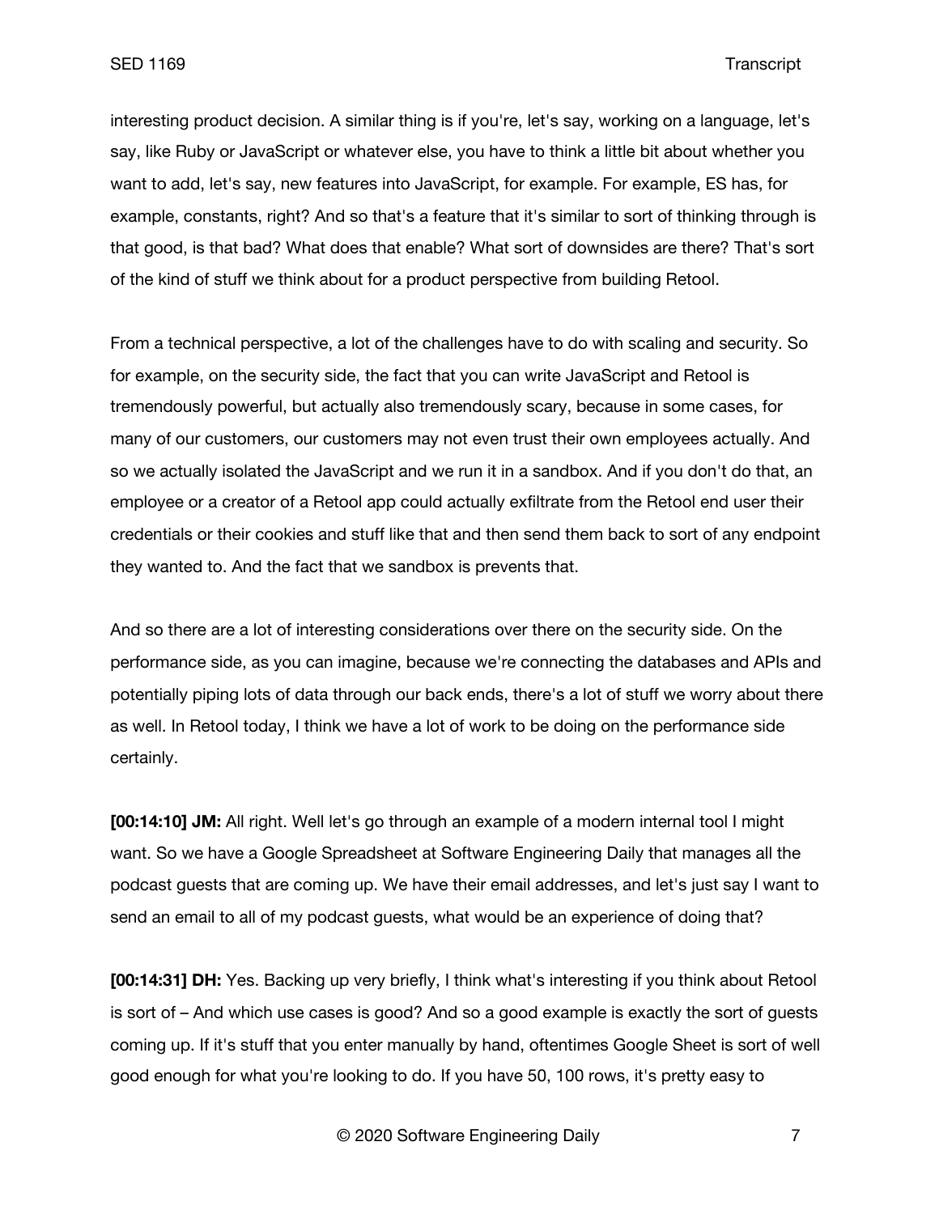interesting product decision. A similar thing is if you're, let's say, working on a language, let's say, like Ruby or JavaScript or whatever else, you have to think a little bit about whether you want to add, let's say, new features into JavaScript, for example. For example, ES has, for example, constants, right? And so that's a feature that it's similar to sort of thinking through is that good, is that bad? What does that enable? What sort of downsides are there? That's sort of the kind of stuff we think about for a product perspective from building Retool.

From a technical perspective, a lot of the challenges have to do with scaling and security. So for example, on the security side, the fact that you can write JavaScript and Retool is tremendously powerful, but actually also tremendously scary, because in some cases, for many of our customers, our customers may not even trust their own employees actually. And so we actually isolated the JavaScript and we run it in a sandbox. And if you don't do that, an employee or a creator of a Retool app could actually exfiltrate from the Retool end user their credentials or their cookies and stuff like that and then send them back to sort of any endpoint they wanted to. And the fact that we sandbox is prevents that.

And so there are a lot of interesting considerations over there on the security side. On the performance side, as you can imagine, because we're connecting the databases and APIs and potentially piping lots of data through our back ends, there's a lot of stuff we worry about there as well. In Retool today, I think we have a lot of work to be doing on the performance side certainly.

**[00:14:10] JM:** All right. Well let's go through an example of a modern internal tool I might want. So we have a Google Spreadsheet at Software Engineering Daily that manages all the podcast guests that are coming up. We have their email addresses, and let's just say I want to send an email to all of my podcast guests, what would be an experience of doing that?

**[00:14:31] DH:** Yes. Backing up very briefly, I think what's interesting if you think about Retool is sort of – And which use cases is good? And so a good example is exactly the sort of guests coming up. If it's stuff that you enter manually by hand, oftentimes Google Sheet is sort of well good enough for what you're looking to do. If you have 50, 100 rows, it's pretty easy to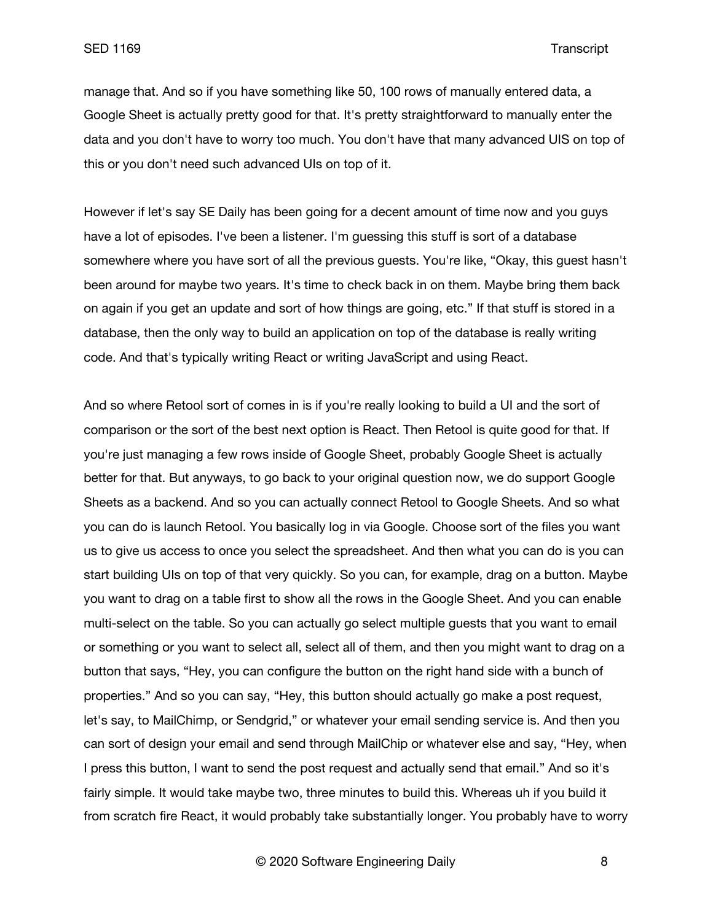manage that. And so if you have something like 50, 100 rows of manually entered data, a Google Sheet is actually pretty good for that. It's pretty straightforward to manually enter the data and you don't have to worry too much. You don't have that many advanced UIS on top of this or you don't need such advanced UIs on top of it.

However if let's say SE Daily has been going for a decent amount of time now and you guys have a lot of episodes. I've been a listener. I'm guessing this stuff is sort of a database somewhere where you have sort of all the previous guests. You're like, "Okay, this guest hasn't been around for maybe two years. It's time to check back in on them. Maybe bring them back on again if you get an update and sort of how things are going, etc." If that stuff is stored in a database, then the only way to build an application on top of the database is really writing code. And that's typically writing React or writing JavaScript and using React.

And so where Retool sort of comes in is if you're really looking to build a UI and the sort of comparison or the sort of the best next option is React. Then Retool is quite good for that. If you're just managing a few rows inside of Google Sheet, probably Google Sheet is actually better for that. But anyways, to go back to your original question now, we do support Google Sheets as a backend. And so you can actually connect Retool to Google Sheets. And so what you can do is launch Retool. You basically log in via Google. Choose sort of the files you want us to give us access to once you select the spreadsheet. And then what you can do is you can start building UIs on top of that very quickly. So you can, for example, drag on a button. Maybe you want to drag on a table first to show all the rows in the Google Sheet. And you can enable multi-select on the table. So you can actually go select multiple guests that you want to email or something or you want to select all, select all of them, and then you might want to drag on a button that says, "Hey, you can configure the button on the right hand side with a bunch of properties." And so you can say, "Hey, this button should actually go make a post request, let's say, to MailChimp, or Sendgrid," or whatever your email sending service is. And then you can sort of design your email and send through MailChip or whatever else and say, "Hey, when I press this button, I want to send the post request and actually send that email." And so it's fairly simple. It would take maybe two, three minutes to build this. Whereas uh if you build it from scratch fire React, it would probably take substantially longer. You probably have to worry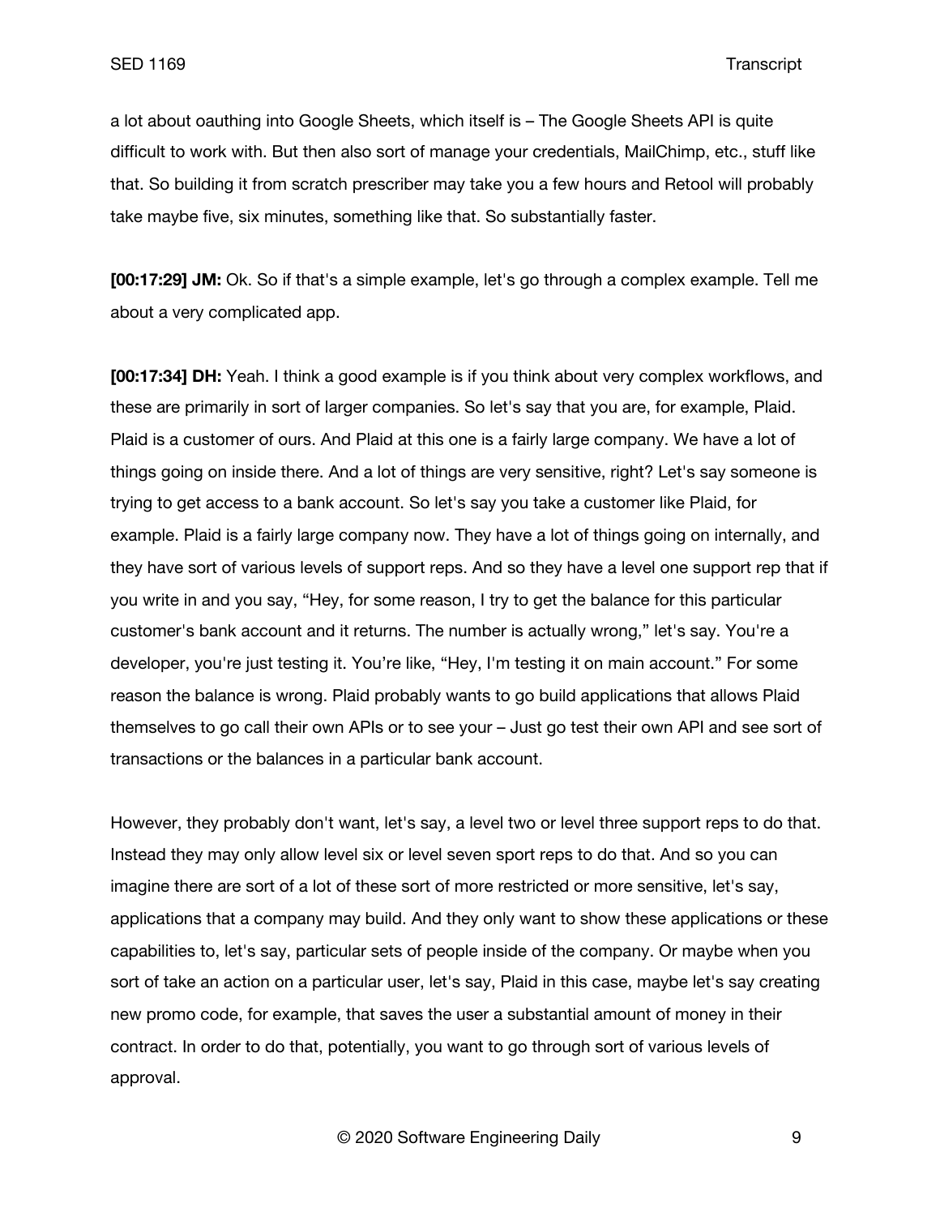a lot about oauthing into Google Sheets, which itself is – The Google Sheets API is quite difficult to work with. But then also sort of manage your credentials, MailChimp, etc., stuff like that. So building it from scratch prescriber may take you a few hours and Retool will probably take maybe five, six minutes, something like that. So substantially faster.

**[00:17:29] JM:** Ok. So if that's a simple example, let's go through a complex example. Tell me about a very complicated app.

**[00:17:34] DH:** Yeah. I think a good example is if you think about very complex workflows, and these are primarily in sort of larger companies. So let's say that you are, for example, Plaid. Plaid is a customer of ours. And Plaid at this one is a fairly large company. We have a lot of things going on inside there. And a lot of things are very sensitive, right? Let's say someone is trying to get access to a bank account. So let's say you take a customer like Plaid, for example. Plaid is a fairly large company now. They have a lot of things going on internally, and they have sort of various levels of support reps. And so they have a level one support rep that if you write in and you say, "Hey, for some reason, I try to get the balance for this particular customer's bank account and it returns. The number is actually wrong," let's say. You're a developer, you're just testing it. You're like, "Hey, I'm testing it on main account." For some reason the balance is wrong. Plaid probably wants to go build applications that allows Plaid themselves to go call their own APIs or to see your – Just go test their own API and see sort of transactions or the balances in a particular bank account.

However, they probably don't want, let's say, a level two or level three support reps to do that. Instead they may only allow level six or level seven sport reps to do that. And so you can imagine there are sort of a lot of these sort of more restricted or more sensitive, let's say, applications that a company may build. And they only want to show these applications or these capabilities to, let's say, particular sets of people inside of the company. Or maybe when you sort of take an action on a particular user, let's say, Plaid in this case, maybe let's say creating new promo code, for example, that saves the user a substantial amount of money in their contract. In order to do that, potentially, you want to go through sort of various levels of approval.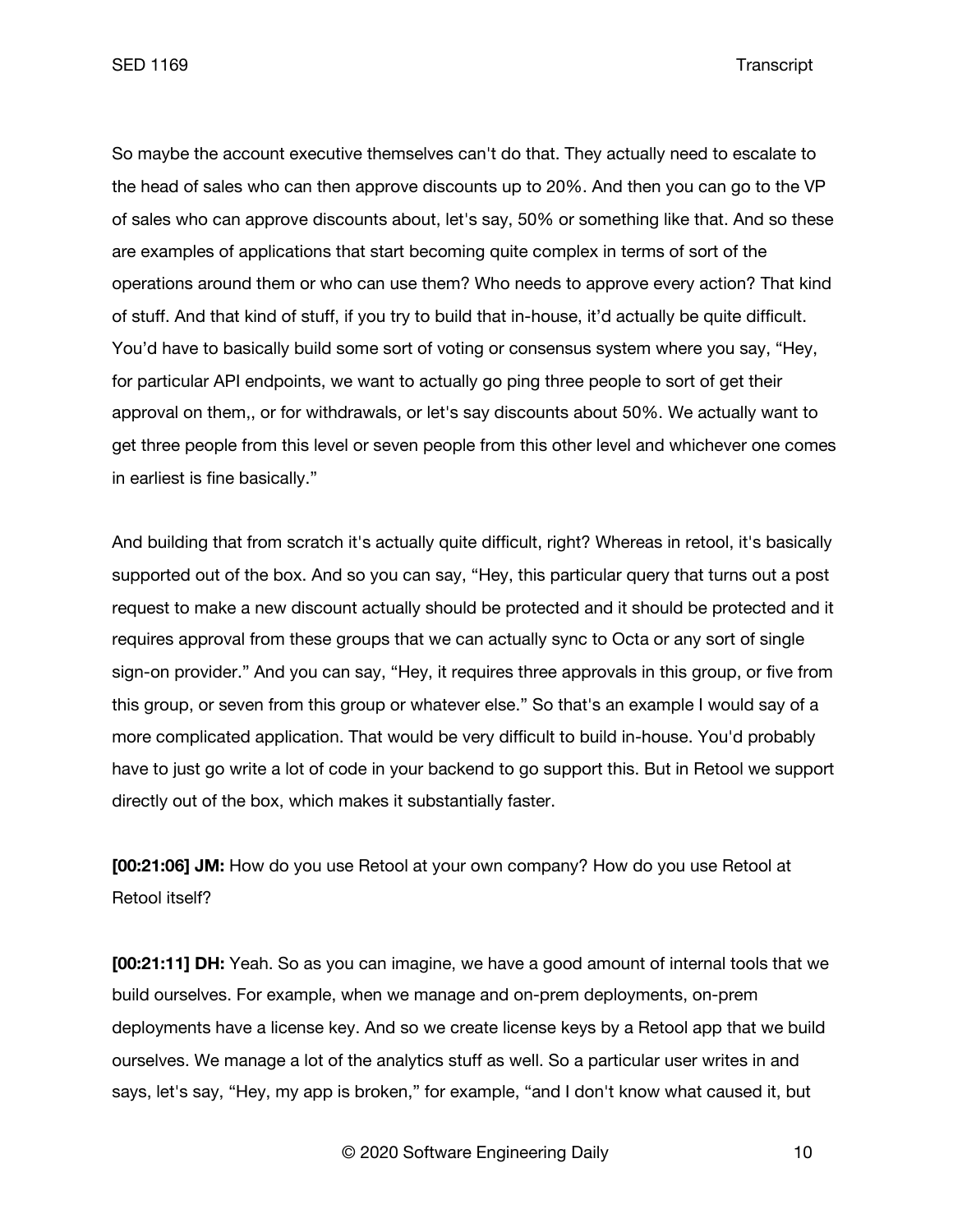So maybe the account executive themselves can't do that. They actually need to escalate to the head of sales who can then approve discounts up to 20%. And then you can go to the VP of sales who can approve discounts about, let's say, 50% or something like that. And so these are examples of applications that start becoming quite complex in terms of sort of the operations around them or who can use them? Who needs to approve every action? That kind of stuff. And that kind of stuff, if you try to build that in-house, it'd actually be quite difficult. You'd have to basically build some sort of voting or consensus system where you say, "Hey, for particular API endpoints, we want to actually go ping three people to sort of get their approval on them,, or for withdrawals, or let's say discounts about 50%. We actually want to get three people from this level or seven people from this other level and whichever one comes in earliest is fine basically."

And building that from scratch it's actually quite difficult, right? Whereas in retool, it's basically supported out of the box. And so you can say, "Hey, this particular query that turns out a post request to make a new discount actually should be protected and it should be protected and it requires approval from these groups that we can actually sync to Octa or any sort of single sign-on provider." And you can say, "Hey, it requires three approvals in this group, or five from this group, or seven from this group or whatever else." So that's an example I would say of a more complicated application. That would be very difficult to build in-house. You'd probably have to just go write a lot of code in your backend to go support this. But in Retool we support directly out of the box, which makes it substantially faster.

**[00:21:06] JM:** How do you use Retool at your own company? How do you use Retool at Retool itself?

**[00:21:11] DH:** Yeah. So as you can imagine, we have a good amount of internal tools that we build ourselves. For example, when we manage and on-prem deployments, on-prem deployments have a license key. And so we create license keys by a Retool app that we build ourselves. We manage a lot of the analytics stuff as well. So a particular user writes in and says, let's say, "Hey, my app is broken," for example, "and I don't know what caused it, but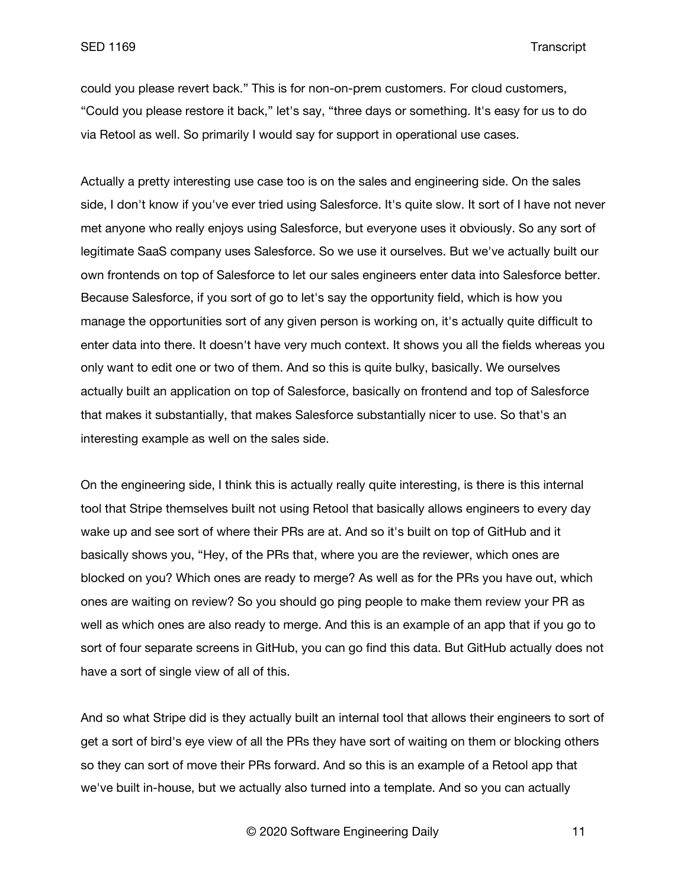could you please revert back." This is for non-on-prem customers. For cloud customers, "Could you please restore it back," let's say, "three days or something. It's easy for us to do via Retool as well. So primarily I would say for support in operational use cases.

Actually a pretty interesting use case too is on the sales and engineering side. On the sales side, I don't know if you've ever tried using Salesforce. It's quite slow. It sort of I have not never met anyone who really enjoys using Salesforce, but everyone uses it obviously. So any sort of legitimate SaaS company uses Salesforce. So we use it ourselves. But we've actually built our own frontends on top of Salesforce to let our sales engineers enter data into Salesforce better. Because Salesforce, if you sort of go to let's say the opportunity field, which is how you manage the opportunities sort of any given person is working on, it's actually quite difficult to enter data into there. It doesn't have very much context. It shows you all the fields whereas you only want to edit one or two of them. And so this is quite bulky, basically. We ourselves actually built an application on top of Salesforce, basically on frontend and top of Salesforce that makes it substantially, that makes Salesforce substantially nicer to use. So that's an interesting example as well on the sales side.

On the engineering side, I think this is actually really quite interesting, is there is this internal tool that Stripe themselves built not using Retool that basically allows engineers to every day wake up and see sort of where their PRs are at. And so it's built on top of GitHub and it basically shows you, "Hey, of the PRs that, where you are the reviewer, which ones are blocked on you? Which ones are ready to merge? As well as for the PRs you have out, which ones are waiting on review? So you should go ping people to make them review your PR as well as which ones are also ready to merge. And this is an example of an app that if you go to sort of four separate screens in GitHub, you can go find this data. But GitHub actually does not have a sort of single view of all of this.

And so what Stripe did is they actually built an internal tool that allows their engineers to sort of get a sort of bird's eye view of all the PRs they have sort of waiting on them or blocking others so they can sort of move their PRs forward. And so this is an example of a Retool app that we've built in-house, but we actually also turned into a template. And so you can actually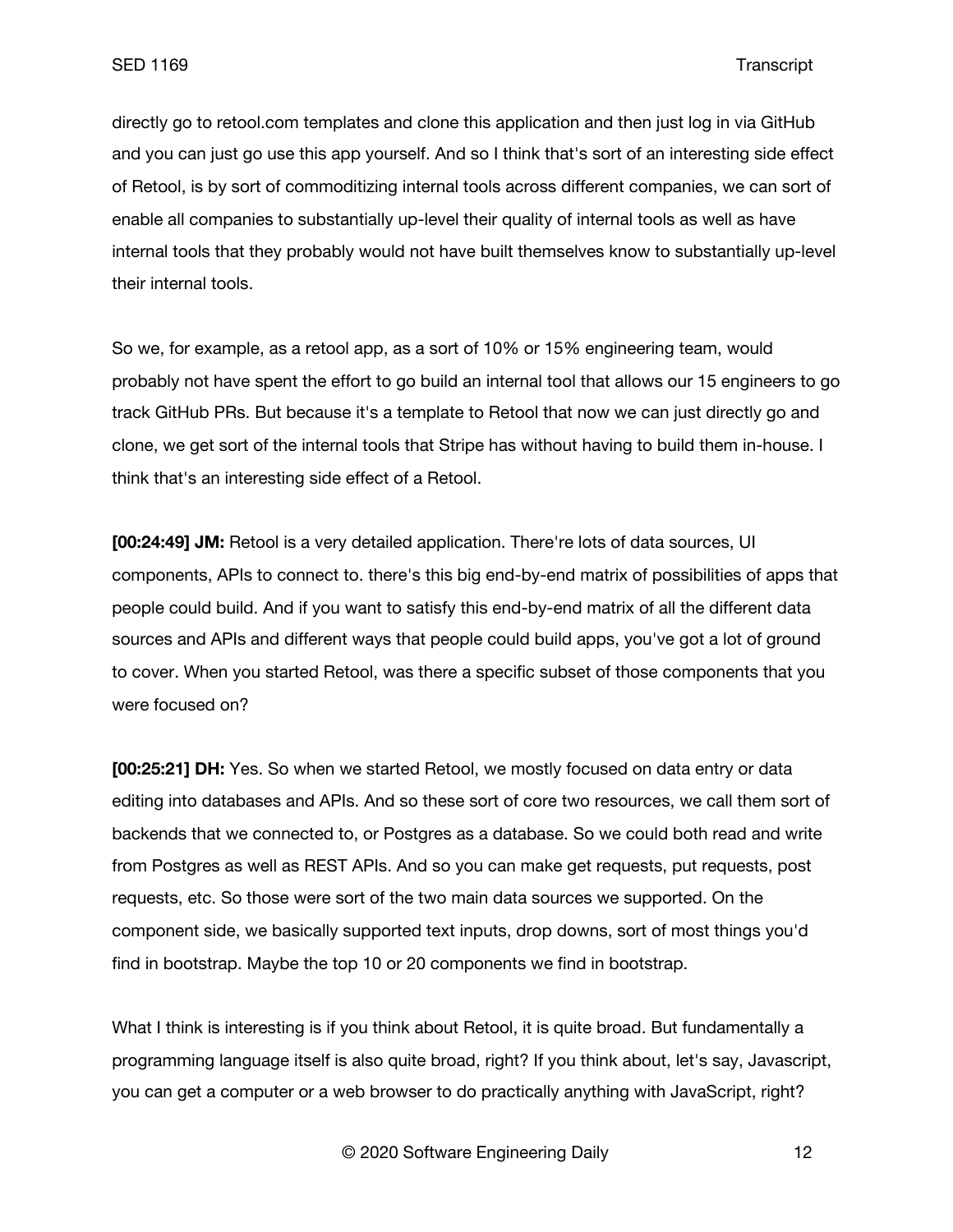directly go to retool.com templates and clone this application and then just log in via GitHub and you can just go use this app yourself. And so I think that's sort of an interesting side effect of Retool, is by sort of commoditizing internal tools across different companies, we can sort of enable all companies to substantially up-level their quality of internal tools as well as have internal tools that they probably would not have built themselves know to substantially up-level their internal tools.

So we, for example, as a retool app, as a sort of 10% or 15% engineering team, would probably not have spent the effort to go build an internal tool that allows our 15 engineers to go track GitHub PRs. But because it's a template to Retool that now we can just directly go and clone, we get sort of the internal tools that Stripe has without having to build them in-house. I think that's an interesting side effect of a Retool.

**[00:24:49] JM:** Retool is a very detailed application. There're lots of data sources, UI components, APIs to connect to. there's this big end-by-end matrix of possibilities of apps that people could build. And if you want to satisfy this end-by-end matrix of all the different data sources and APIs and different ways that people could build apps, you've got a lot of ground to cover. When you started Retool, was there a specific subset of those components that you were focused on?

**[00:25:21] DH:** Yes. So when we started Retool, we mostly focused on data entry or data editing into databases and APIs. And so these sort of core two resources, we call them sort of backends that we connected to, or Postgres as a database. So we could both read and write from Postgres as well as REST APIs. And so you can make get requests, put requests, post requests, etc. So those were sort of the two main data sources we supported. On the component side, we basically supported text inputs, drop downs, sort of most things you'd find in bootstrap. Maybe the top 10 or 20 components we find in bootstrap.

What I think is interesting is if you think about Retool, it is quite broad. But fundamentally a programming language itself is also quite broad, right? If you think about, let's say, Javascript, you can get a computer or a web browser to do practically anything with JavaScript, right?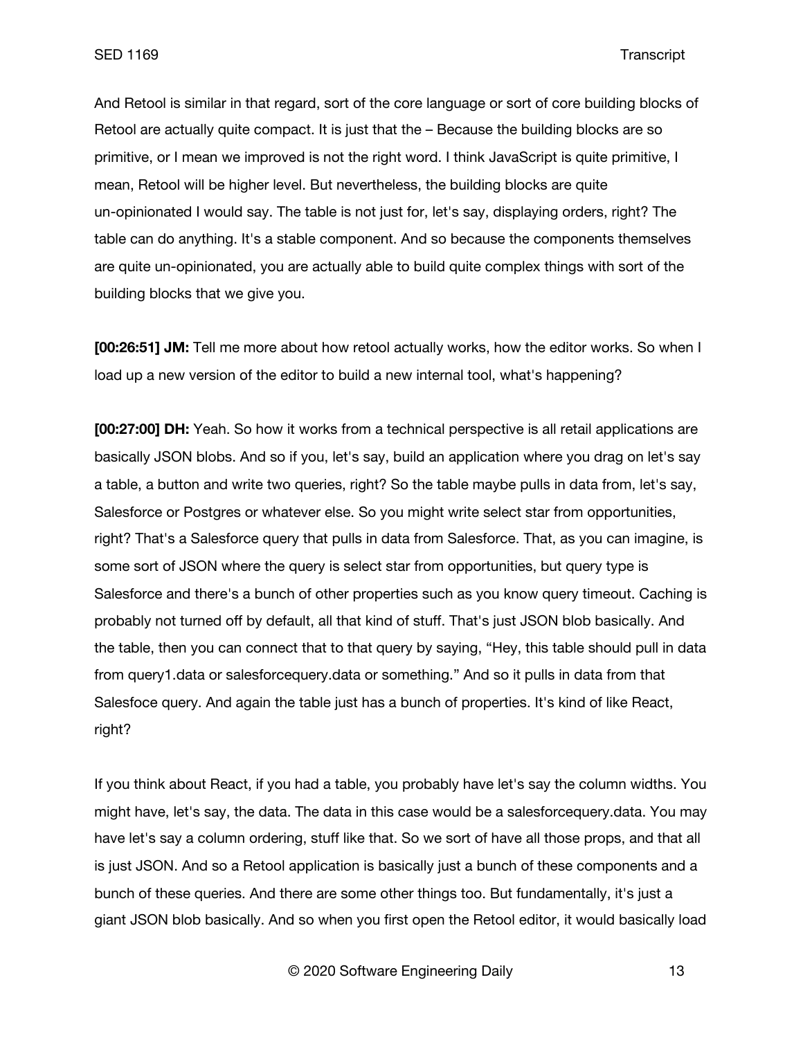And Retool is similar in that regard, sort of the core language or sort of core building blocks of Retool are actually quite compact. It is just that the – Because the building blocks are so primitive, or I mean we improved is not the right word. I think JavaScript is quite primitive, I mean, Retool will be higher level. But nevertheless, the building blocks are quite un-opinionated I would say. The table is not just for, let's say, displaying orders, right? The table can do anything. It's a stable component. And so because the components themselves are quite un-opinionated, you are actually able to build quite complex things with sort of the building blocks that we give you.

**[00:26:51] JM:** Tell me more about how retool actually works, how the editor works. So when I load up a new version of the editor to build a new internal tool, what's happening?

**[00:27:00] DH:** Yeah. So how it works from a technical perspective is all retail applications are basically JSON blobs. And so if you, let's say, build an application where you drag on let's say a table, a button and write two queries, right? So the table maybe pulls in data from, let's say, Salesforce or Postgres or whatever else. So you might write select star from opportunities, right? That's a Salesforce query that pulls in data from Salesforce. That, as you can imagine, is some sort of JSON where the query is select star from opportunities, but query type is Salesforce and there's a bunch of other properties such as you know query timeout. Caching is probably not turned off by default, all that kind of stuff. That's just JSON blob basically. And the table, then you can connect that to that query by saying, "Hey, this table should pull in data from query1.data or salesforcequery.data or something." And so it pulls in data from that Salesfoce query. And again the table just has a bunch of properties. It's kind of like React, right?

If you think about React, if you had a table, you probably have let's say the column widths. You might have, let's say, the data. The data in this case would be a salesforcequery.data. You may have let's say a column ordering, stuff like that. So we sort of have all those props, and that all is just JSON. And so a Retool application is basically just a bunch of these components and a bunch of these queries. And there are some other things too. But fundamentally, it's just a giant JSON blob basically. And so when you first open the Retool editor, it would basically load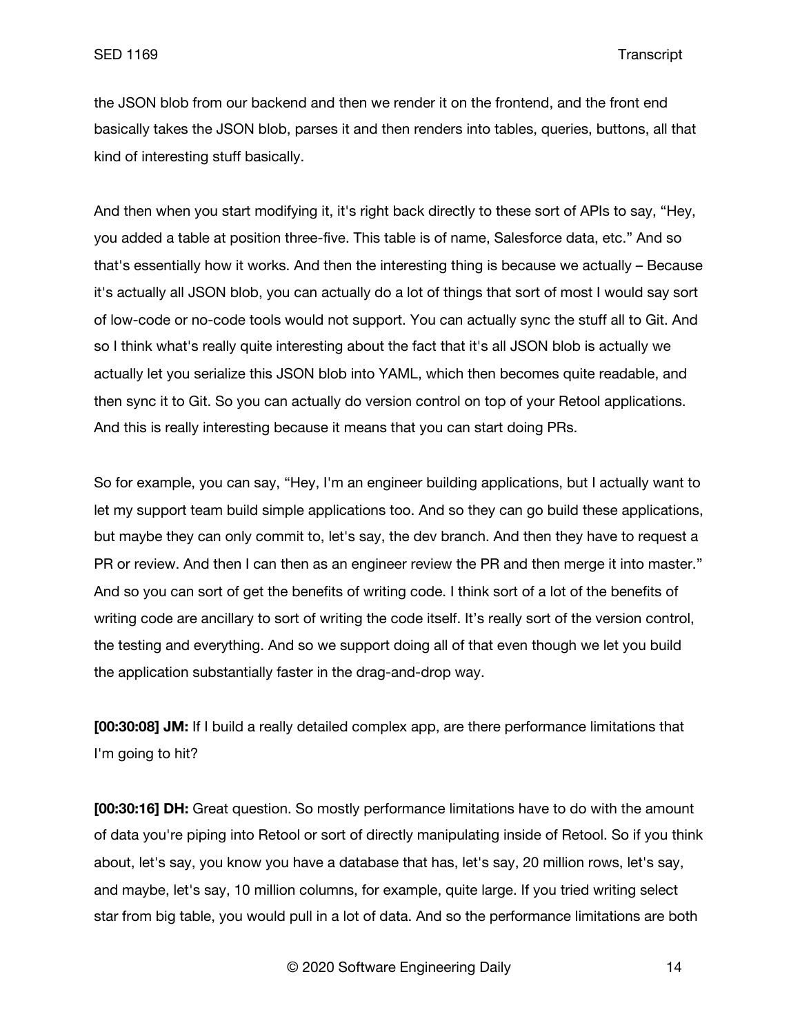the JSON blob from our backend and then we render it on the frontend, and the front end basically takes the JSON blob, parses it and then renders into tables, queries, buttons, all that kind of interesting stuff basically.

And then when you start modifying it, it's right back directly to these sort of APIs to say, "Hey, you added a table at position three-five. This table is of name, Salesforce data, etc." And so that's essentially how it works. And then the interesting thing is because we actually – Because it's actually all JSON blob, you can actually do a lot of things that sort of most I would say sort of low-code or no-code tools would not support. You can actually sync the stuff all to Git. And so I think what's really quite interesting about the fact that it's all JSON blob is actually we actually let you serialize this JSON blob into YAML, which then becomes quite readable, and then sync it to Git. So you can actually do version control on top of your Retool applications. And this is really interesting because it means that you can start doing PRs.

So for example, you can say, "Hey, I'm an engineer building applications, but I actually want to let my support team build simple applications too. And so they can go build these applications, but maybe they can only commit to, let's say, the dev branch. And then they have to request a PR or review. And then I can then as an engineer review the PR and then merge it into master." And so you can sort of get the benefits of writing code. I think sort of a lot of the benefits of writing code are ancillary to sort of writing the code itself. It's really sort of the version control, the testing and everything. And so we support doing all of that even though we let you build the application substantially faster in the drag-and-drop way.

**[00:30:08] JM:** If I build a really detailed complex app, are there performance limitations that I'm going to hit?

**[00:30:16] DH:** Great question. So mostly performance limitations have to do with the amount of data you're piping into Retool or sort of directly manipulating inside of Retool. So if you think about, let's say, you know you have a database that has, let's say, 20 million rows, let's say, and maybe, let's say, 10 million columns, for example, quite large. If you tried writing select star from big table, you would pull in a lot of data. And so the performance limitations are both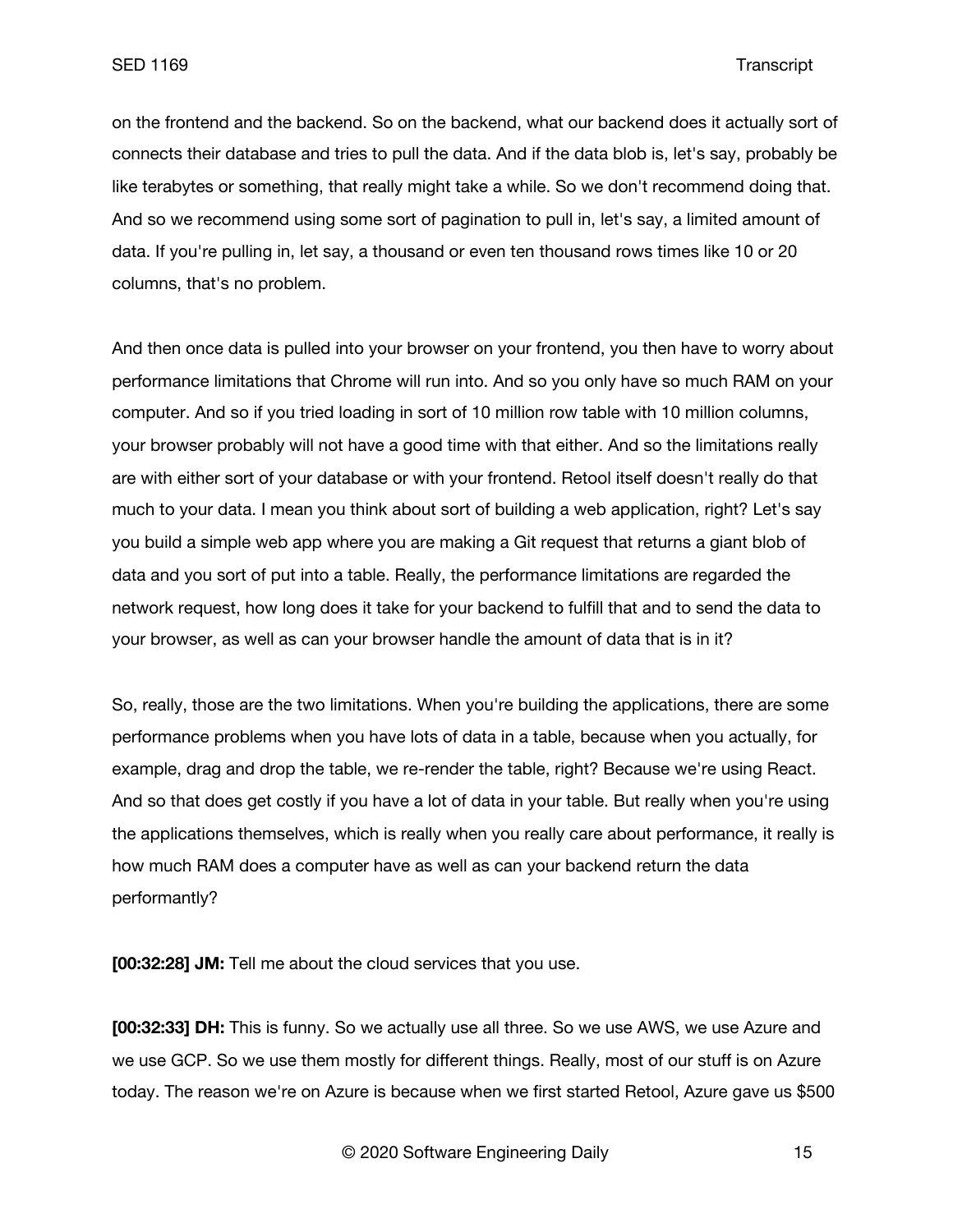on the frontend and the backend. So on the backend, what our backend does it actually sort of connects their database and tries to pull the data. And if the data blob is, let's say, probably be like terabytes or something, that really might take a while. So we don't recommend doing that. And so we recommend using some sort of pagination to pull in, let's say, a limited amount of data. If you're pulling in, let say, a thousand or even ten thousand rows times like 10 or 20 columns, that's no problem.

And then once data is pulled into your browser on your frontend, you then have to worry about performance limitations that Chrome will run into. And so you only have so much RAM on your computer. And so if you tried loading in sort of 10 million row table with 10 million columns, your browser probably will not have a good time with that either. And so the limitations really are with either sort of your database or with your frontend. Retool itself doesn't really do that much to your data. I mean you think about sort of building a web application, right? Let's say you build a simple web app where you are making a Git request that returns a giant blob of data and you sort of put into a table. Really, the performance limitations are regarded the network request, how long does it take for your backend to fulfill that and to send the data to your browser, as well as can your browser handle the amount of data that is in it?

So, really, those are the two limitations. When you're building the applications, there are some performance problems when you have lots of data in a table, because when you actually, for example, drag and drop the table, we re-render the table, right? Because we're using React. And so that does get costly if you have a lot of data in your table. But really when you're using the applications themselves, which is really when you really care about performance, it really is how much RAM does a computer have as well as can your backend return the data performantly?

**[00:32:28] JM:** Tell me about the cloud services that you use.

**[00:32:33] DH:** This is funny. So we actually use all three. So we use AWS, we use Azure and we use GCP. So we use them mostly for different things. Really, most of our stuff is on Azure today. The reason we're on Azure is because when we first started Retool, Azure gave us $500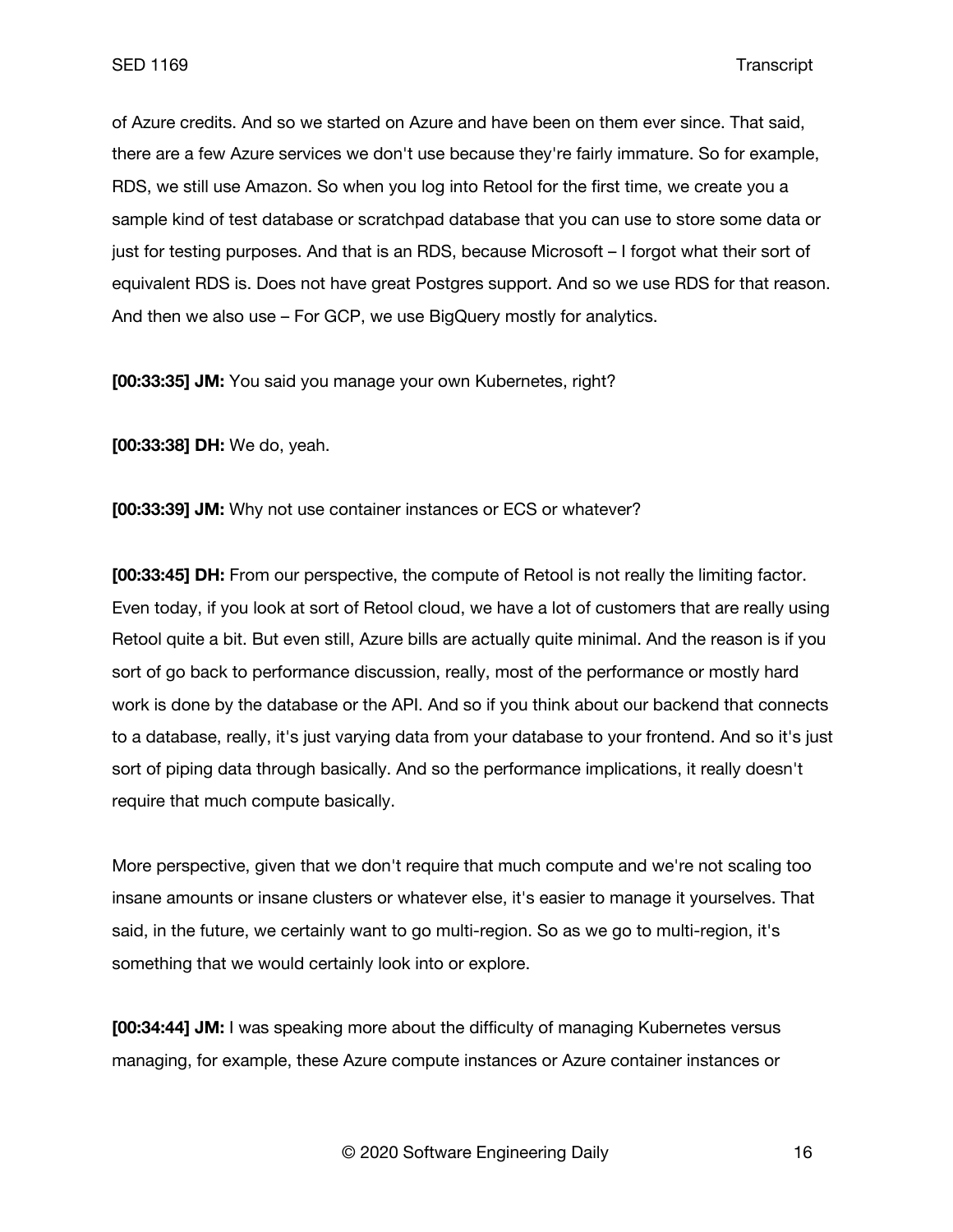of Azure credits. And so we started on Azure and have been on them ever since. That said, there are a few Azure services we don't use because they're fairly immature. So for example, RDS, we still use Amazon. So when you log into Retool for the first time, we create you a sample kind of test database or scratchpad database that you can use to store some data or just for testing purposes. And that is an RDS, because Microsoft – I forgot what their sort of equivalent RDS is. Does not have great Postgres support. And so we use RDS for that reason. And then we also use – For GCP, we use BigQuery mostly for analytics.

**[00:33:35] JM:** You said you manage your own Kubernetes, right?

**[00:33:38] DH:** We do, yeah.

**[00:33:39] JM:** Why not use container instances or ECS or whatever?

**[00:33:45] DH:** From our perspective, the compute of Retool is not really the limiting factor. Even today, if you look at sort of Retool cloud, we have a lot of customers that are really using Retool quite a bit. But even still, Azure bills are actually quite minimal. And the reason is if you sort of go back to performance discussion, really, most of the performance or mostly hard work is done by the database or the API. And so if you think about our backend that connects to a database, really, it's just varying data from your database to your frontend. And so it's just sort of piping data through basically. And so the performance implications, it really doesn't require that much compute basically.

More perspective, given that we don't require that much compute and we're not scaling too insane amounts or insane clusters or whatever else, it's easier to manage it yourselves. That said, in the future, we certainly want to go multi-region. So as we go to multi-region, it's something that we would certainly look into or explore.

**[00:34:44] JM:** I was speaking more about the difficulty of managing Kubernetes versus managing, for example, these Azure compute instances or Azure container instances or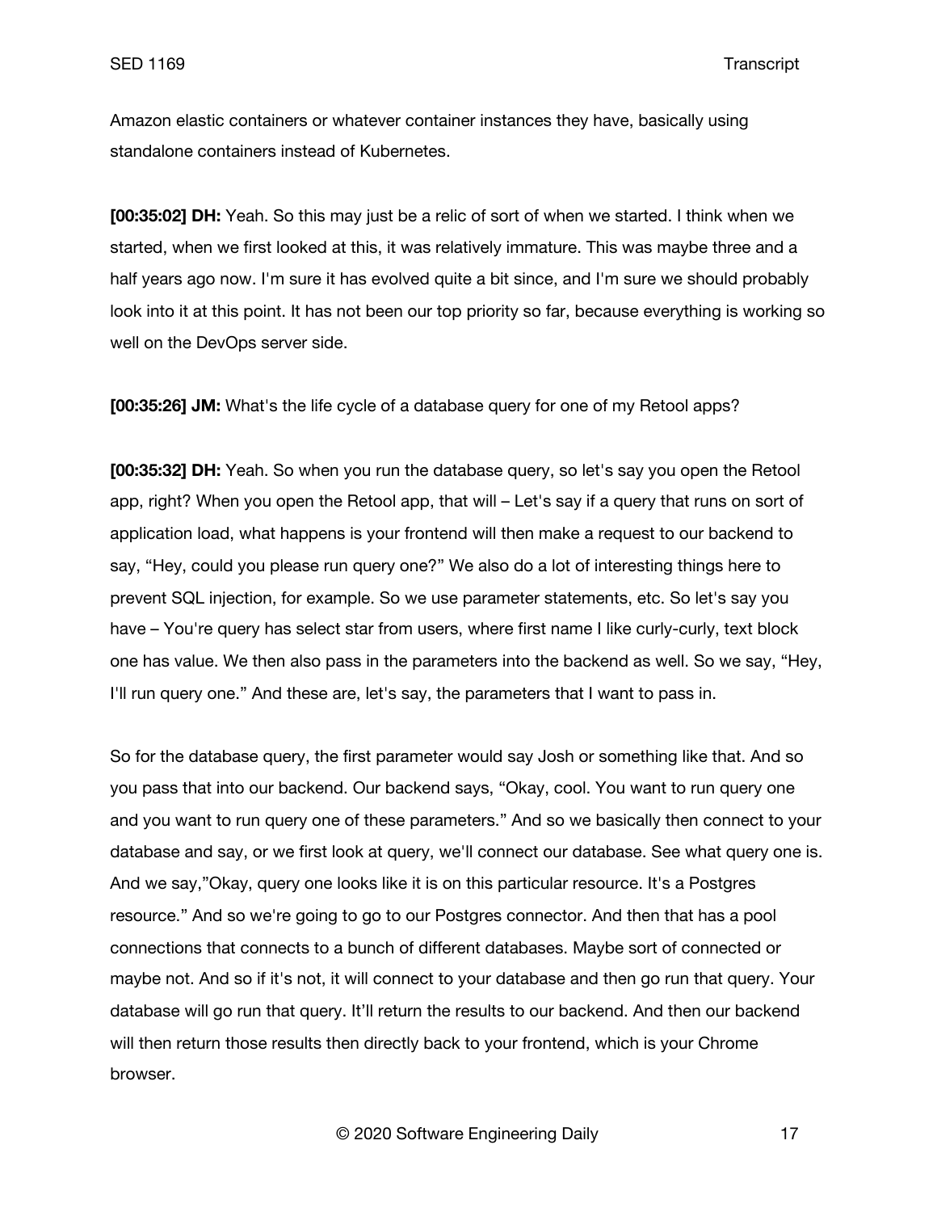Amazon elastic containers or whatever container instances they have, basically using standalone containers instead of Kubernetes.

**[00:35:02] DH:** Yeah. So this may just be a relic of sort of when we started. I think when we started, when we first looked at this, it was relatively immature. This was maybe three and a half years ago now. I'm sure it has evolved quite a bit since, and I'm sure we should probably look into it at this point. It has not been our top priority so far, because everything is working so well on the DevOps server side.

**[00:35:26] JM:** What's the life cycle of a database query for one of my Retool apps?

**[00:35:32] DH:** Yeah. So when you run the database query, so let's say you open the Retool app, right? When you open the Retool app, that will – Let's say if a query that runs on sort of application load, what happens is your frontend will then make a request to our backend to say, "Hey, could you please run query one?" We also do a lot of interesting things here to prevent SQL injection, for example. So we use parameter statements, etc. So let's say you have – You're query has select star from users, where first name I like curly-curly, text block one has value. We then also pass in the parameters into the backend as well. So we say, "Hey, I'll run query one." And these are, let's say, the parameters that I want to pass in.

So for the database query, the first parameter would say Josh or something like that. And so you pass that into our backend. Our backend says, "Okay, cool. You want to run query one and you want to run query one of these parameters." And so we basically then connect to your database and say, or we first look at query, we'll connect our database. See what query one is. And we say,"Okay, query one looks like it is on this particular resource. It's a Postgres resource." And so we're going to go to our Postgres connector. And then that has a pool connections that connects to a bunch of different databases. Maybe sort of connected or maybe not. And so if it's not, it will connect to your database and then go run that query. Your database will go run that query. It'll return the results to our backend. And then our backend will then return those results then directly back to your frontend, which is your Chrome browser.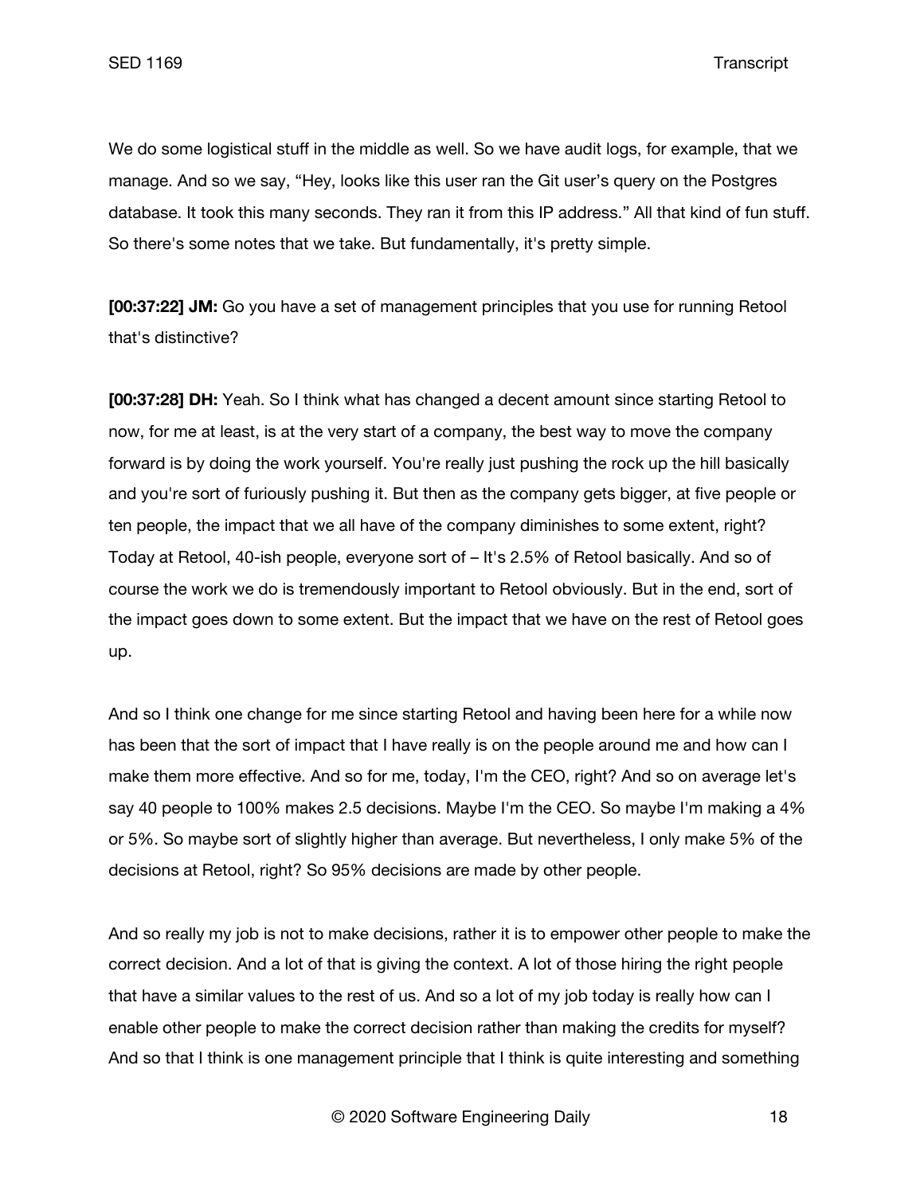We do some logistical stuff in the middle as well. So we have audit logs, for example, that we manage. And so we say, "Hey, looks like this user ran the Git user's query on the Postgres database. It took this many seconds. They ran it from this IP address." All that kind of fun stuff. So there's some notes that we take. But fundamentally, it's pretty simple.

**[00:37:22] JM:** Go you have a set of management principles that you use for running Retool that's distinctive?

**[00:37:28] DH:** Yeah. So I think what has changed a decent amount since starting Retool to now, for me at least, is at the very start of a company, the best way to move the company forward is by doing the work yourself. You're really just pushing the rock up the hill basically and you're sort of furiously pushing it. But then as the company gets bigger, at five people or ten people, the impact that we all have of the company diminishes to some extent, right? Today at Retool, 40-ish people, everyone sort of – It's 2.5% of Retool basically. And so of course the work we do is tremendously important to Retool obviously. But in the end, sort of the impact goes down to some extent. But the impact that we have on the rest of Retool goes up.

And so I think one change for me since starting Retool and having been here for a while now has been that the sort of impact that I have really is on the people around me and how can I make them more effective. And so for me, today, I'm the CEO, right? And so on average let's say 40 people to 100% makes 2.5 decisions. Maybe I'm the CEO. So maybe I'm making a 4% or 5%. So maybe sort of slightly higher than average. But nevertheless, I only make 5% of the decisions at Retool, right? So 95% decisions are made by other people.

And so really my job is not to make decisions, rather it is to empower other people to make the correct decision. And a lot of that is giving the context. A lot of those hiring the right people that have a similar values to the rest of us. And so a lot of my job today is really how can I enable other people to make the correct decision rather than making the credits for myself? And so that I think is one management principle that I think is quite interesting and something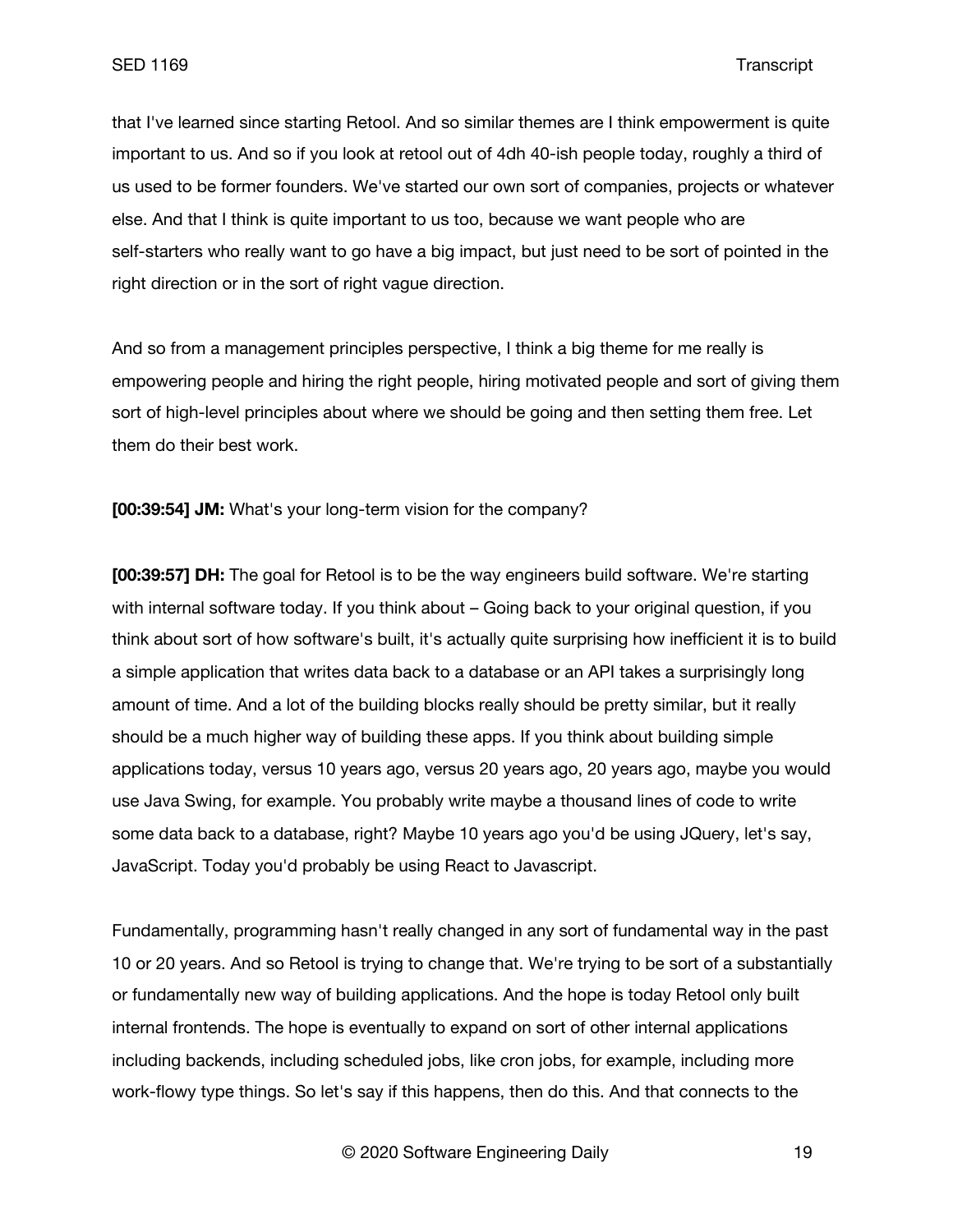that I've learned since starting Retool. And so similar themes are I think empowerment is quite important to us. And so if you look at retool out of 4dh 40-ish people today, roughly a third of us used to be former founders. We've started our own sort of companies, projects or whatever else. And that I think is quite important to us too, because we want people who are self-starters who really want to go have a big impact, but just need to be sort of pointed in the right direction or in the sort of right vague direction.

And so from a management principles perspective, I think a big theme for me really is empowering people and hiring the right people, hiring motivated people and sort of giving them sort of high-level principles about where we should be going and then setting them free. Let them do their best work.

**[00:39:54] JM:** What's your long-term vision for the company?

**[00:39:57] DH:** The goal for Retool is to be the way engineers build software. We're starting with internal software today. If you think about – Going back to your original question, if you think about sort of how software's built, it's actually quite surprising how inefficient it is to build a simple application that writes data back to a database or an API takes a surprisingly long amount of time. And a lot of the building blocks really should be pretty similar, but it really should be a much higher way of building these apps. If you think about building simple applications today, versus 10 years ago, versus 20 years ago, 20 years ago, maybe you would use Java Swing, for example. You probably write maybe a thousand lines of code to write some data back to a database, right? Maybe 10 years ago you'd be using JQuery, let's say, JavaScript. Today you'd probably be using React to Javascript.

Fundamentally, programming hasn't really changed in any sort of fundamental way in the past 10 or 20 years. And so Retool is trying to change that. We're trying to be sort of a substantially or fundamentally new way of building applications. And the hope is today Retool only built internal frontends. The hope is eventually to expand on sort of other internal applications including backends, including scheduled jobs, like cron jobs, for example, including more work-flowy type things. So let's say if this happens, then do this. And that connects to the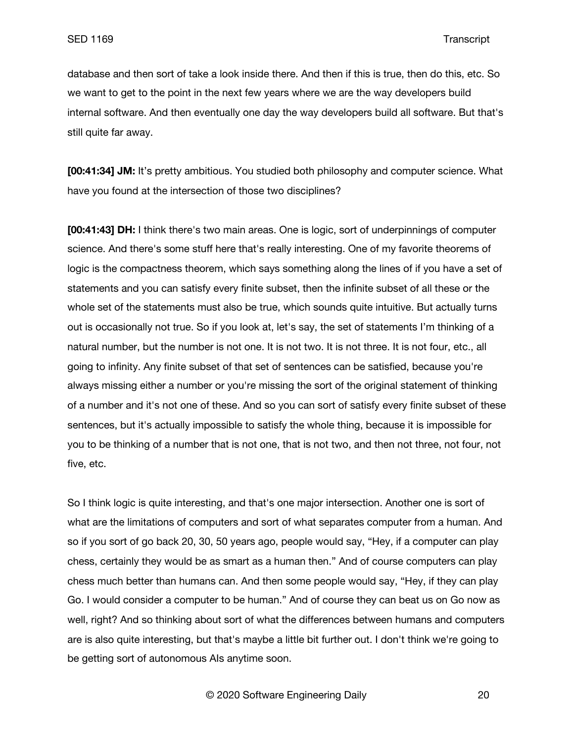database and then sort of take a look inside there. And then if this is true, then do this, etc. So we want to get to the point in the next few years where we are the way developers build internal software. And then eventually one day the way developers build all software. But that's still quite far away.

**[00:41:34] JM:** It's pretty ambitious. You studied both philosophy and computer science. What have you found at the intersection of those two disciplines?

**[00:41:43] DH:** I think there's two main areas. One is logic, sort of underpinnings of computer science. And there's some stuff here that's really interesting. One of my favorite theorems of logic is the compactness theorem, which says something along the lines of if you have a set of statements and you can satisfy every finite subset, then the infinite subset of all these or the whole set of the statements must also be true, which sounds quite intuitive. But actually turns out is occasionally not true. So if you look at, let's say, the set of statements I'm thinking of a natural number, but the number is not one. It is not two. It is not three. It is not four, etc., all going to infinity. Any finite subset of that set of sentences can be satisfied, because you're always missing either a number or you're missing the sort of the original statement of thinking of a number and it's not one of these. And so you can sort of satisfy every finite subset of these sentences, but it's actually impossible to satisfy the whole thing, because it is impossible for you to be thinking of a number that is not one, that is not two, and then not three, not four, not five, etc.

So I think logic is quite interesting, and that's one major intersection. Another one is sort of what are the limitations of computers and sort of what separates computer from a human. And so if you sort of go back 20, 30, 50 years ago, people would say, "Hey, if a computer can play chess, certainly they would be as smart as a human then." And of course computers can play chess much better than humans can. And then some people would say, "Hey, if they can play Go. I would consider a computer to be human." And of course they can beat us on Go now as well, right? And so thinking about sort of what the differences between humans and computers are is also quite interesting, but that's maybe a little bit further out. I don't think we're going to be getting sort of autonomous AIs anytime soon.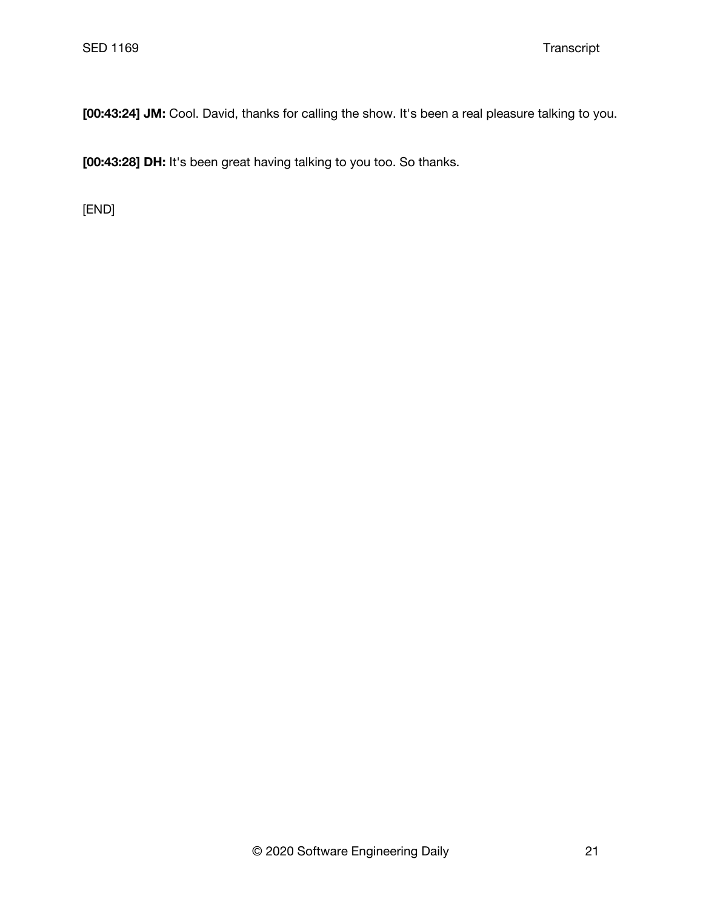**[00:43:24] JM:** Cool. David, thanks for calling the show. It's been a real pleasure talking to you.

**[00:43:28] DH:** It's been great having talking to you too. So thanks.

[END]